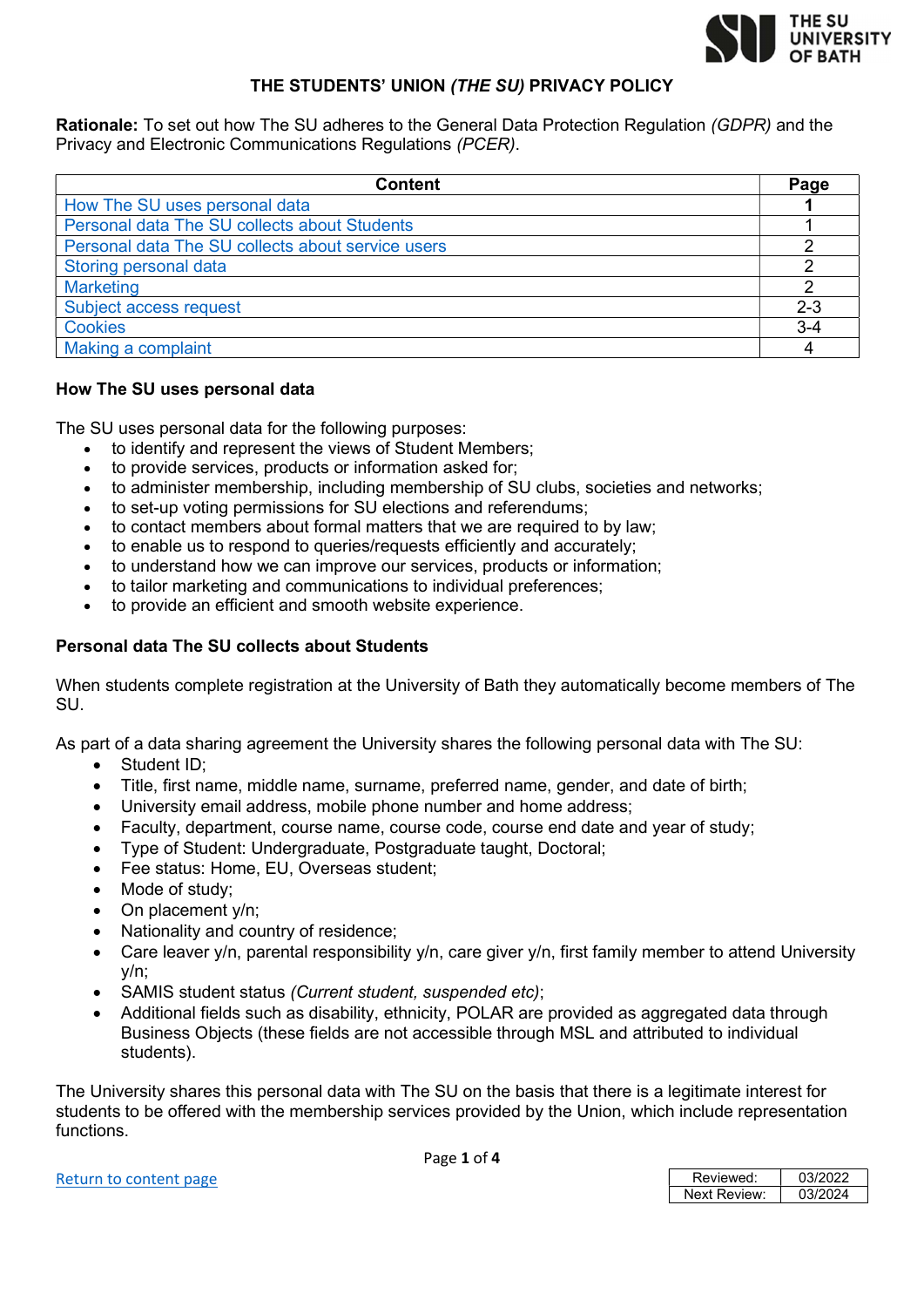# THE STUDENTS' UNION *(THE SU)* PRIVACY POLICY

**Rationale:** To set out how The SU adheres to the General Data Protection Regulation *(GDPR)* and the Privacy and Electronic Communications Regulations *(PCER)*.

| Content | Page |
|---|---|
| How The SU uses personal data | **1** |
| Personal data The SU collects about Students | 1 |
| Personal data The SU collects about service users | 2 |
| Storing personal data | 2 |
| Marketing | 2 |
| Subject access request | 2-3 |
| Cookies | 3-4 |
| Making a complaint | 4 |

## How The SU uses personal data

The SU uses personal data for the following purposes:

- to identify and represent the views of Student Members;
- to provide services, products or information asked for;
- to administer membership, including membership of SU clubs, societies and networks;
- to set-up voting permissions for SU elections and referendums;
- to contact members about formal matters that we are required to by law;
- to enable us to respond to queries/requests efficiently and accurately;
- to understand how we can improve our services, products or information;
- to tailor marketing and communications to individual preferences;
- to provide an efficient and smooth website experience.

## Personal data The SU collects about Students

When students complete registration at the University of Bath they automatically become members of The SU.

As part of a data sharing agreement the University shares the following personal data with The SU:

- Student ID;
- Title, first name, middle name, surname, preferred name, gender, and date of birth;
- University email address, mobile phone number and home address;
- Faculty, department, course name, course code, course end date and year of study;
- Type of Student: Undergraduate, Postgraduate taught, Doctoral;
- Fee status: Home, EU, Overseas student;
- Mode of study;
- On placement y/n;
- Nationality and country of residence;
- Care leaver y/n, parental responsibility y/n, care giver y/n, first family member to attend University y/n;
- SAMIS student status *(Current student, suspended etc)*;
- Additional fields such as disability, ethnicity, POLAR are provided as aggregated data through Business Objects (these fields are not accessible through MSL and attributed to individual students).

The University shares this personal data with The SU on the basis that there is a legitimate interest for students to be offered with the membership services provided by the Union, which include representation functions.

Return to content page

| Reviewed: | 03/2022 |
|---|---|
| Next Review: | 03/2024 |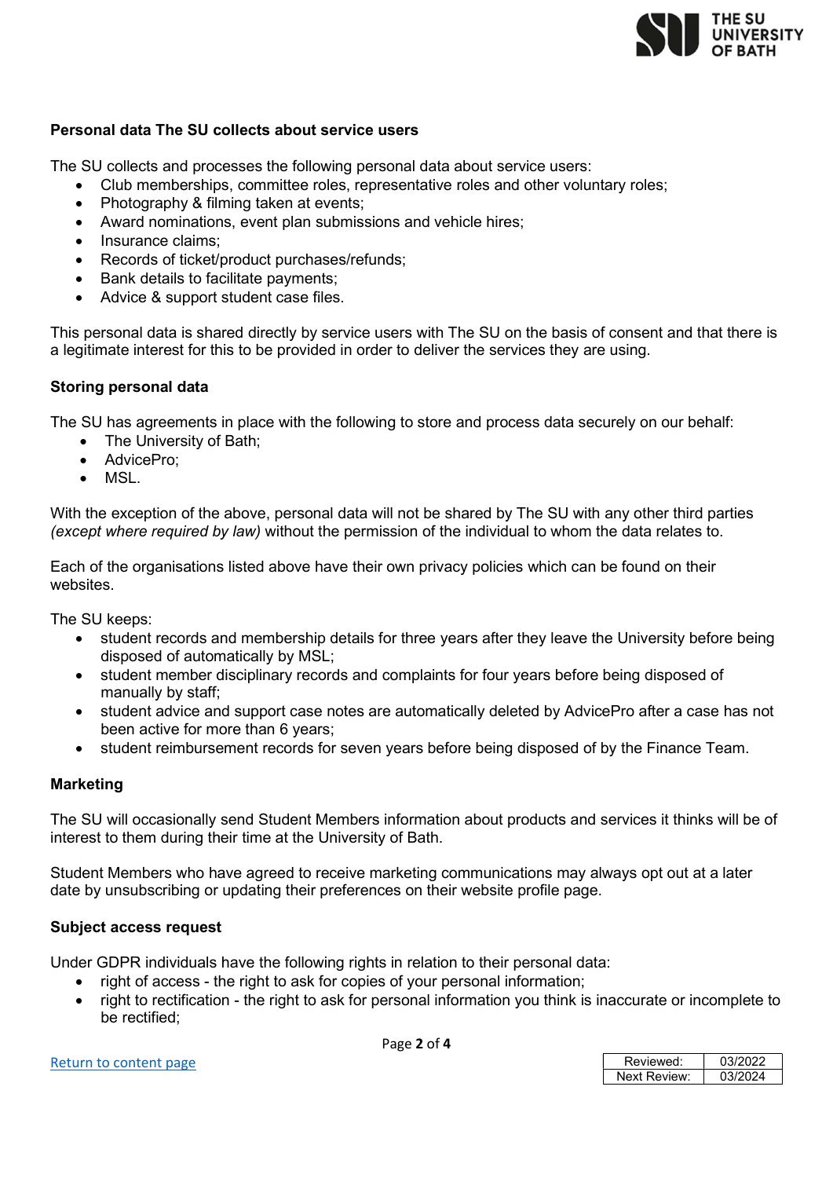**Personal data The SU collects about service users**

The SU collects and processes the following personal data about service users:

- Club memberships, committee roles, representative roles and other voluntary roles;
- Photography & filming taken at events;
- Award nominations, event plan submissions and vehicle hires;
- Insurance claims;
- Records of ticket/product purchases/refunds;
- Bank details to facilitate payments;
- Advice & support student case files.

This personal data is shared directly by service users with The SU on the basis of consent and that there is a legitimate interest for this to be provided in order to deliver the services they are using.

**Storing personal data**

The SU has agreements in place with the following to store and process data securely on our behalf:

- The University of Bath;
- AdvicePro;
- MSL.

With the exception of the above, personal data will not be shared by The SU with any other third parties *(except where required by law)* without the permission of the individual to whom the data relates to.

Each of the organisations listed above have their own privacy policies which can be found on their websites.

The SU keeps:

- student records and membership details for three years after they leave the University before being disposed of automatically by MSL;
- student member disciplinary records and complaints for four years before being disposed of manually by staff;
- student advice and support case notes are automatically deleted by AdvicePro after a case has not been active for more than 6 years;
- student reimbursement records for seven years before being disposed of by the Finance Team.

**Marketing**

The SU will occasionally send Student Members information about products and services it thinks will be of interest to them during their time at the University of Bath.

Student Members who have agreed to receive marketing communications may always opt out at a later date by unsubscribing or updating their preferences on their website profile page.

**Subject access request**

Under GDPR individuals have the following rights in relation to their personal data:

- right of access - the right to ask for copies of your personal information;
- right to rectification - the right to ask for personal information you think is inaccurate or incomplete to be rectified;

Return to content page

| Reviewed: | 03/2022 |
|---|---|
| Next Review: | 03/2024 |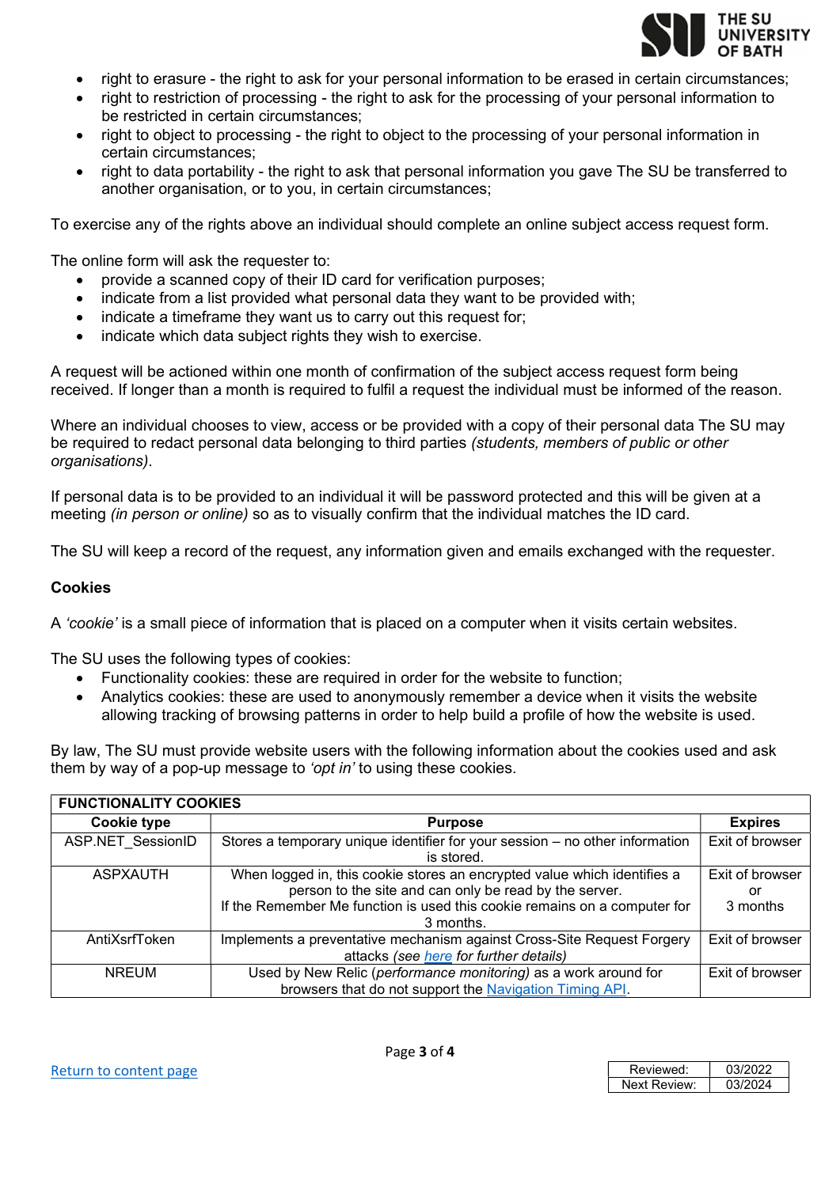- right to erasure - the right to ask for your personal information to be erased in certain circumstances;
- right to restriction of processing - the right to ask for the processing of your personal information to be restricted in certain circumstances;
- right to object to processing - the right to object to the processing of your personal information in certain circumstances;
- right to data portability - the right to ask that personal information you gave The SU be transferred to another organisation, or to you, in certain circumstances;

To exercise any of the rights above an individual should complete an online subject access request form.

The online form will ask the requester to:

- provide a scanned copy of their ID card for verification purposes;
- indicate from a list provided what personal data they want to be provided with;
- indicate a timeframe they want us to carry out this request for;
- indicate which data subject rights they wish to exercise.

A request will be actioned within one month of confirmation of the subject access request form being received. If longer than a month is required to fulfil a request the individual must be informed of the reason.

Where an individual chooses to view, access or be provided with a copy of their personal data The SU may be required to redact personal data belonging to third parties *(students, members of public or other organisations)*.

If personal data is to be provided to an individual it will be password protected and this will be given at a meeting *(in person or online)* so as to visually confirm that the individual matches the ID card.

The SU will keep a record of the request, any information given and emails exchanged with the requester.

### Cookies

A *'cookie'* is a small piece of information that is placed on a computer when it visits certain websites.

The SU uses the following types of cookies:

- Functionality cookies: these are required in order for the website to function;
- Analytics cookies: these are used to anonymously remember a device when it visits the website allowing tracking of browsing patterns in order to help build a profile of how the website is used.

By law, The SU must provide website users with the following information about the cookies used and ask them by way of a pop-up message to *'opt in'* to using these cookies.

| **FUNCTIONALITY COOKIES** | | |
|---|---|---|
| **Cookie type** | **Purpose** | **Expires** |
| ASP.NET_SessionID | Stores a temporary unique identifier for your session – no other information is stored. | Exit of browser |
| ASPXAUTH | When logged in, this cookie stores an encrypted value which identifies a person to the site and can only be read by the server. If the Remember Me function is used this cookie remains on a computer for 3 months. | Exit of browser or 3 months |
| AntiXsrfToken | Implements a preventative mechanism against Cross-Site Request Forgery attacks *(see here for further details)* | Exit of browser |
| NREUM | Used by New Relic (*performance monitoring)* as a work around for browsers that do not support the Navigation Timing API. | Exit of browser |

Return to content page

| Reviewed: | 03/2022 |
|---|---|
| Next Review: | 03/2024 |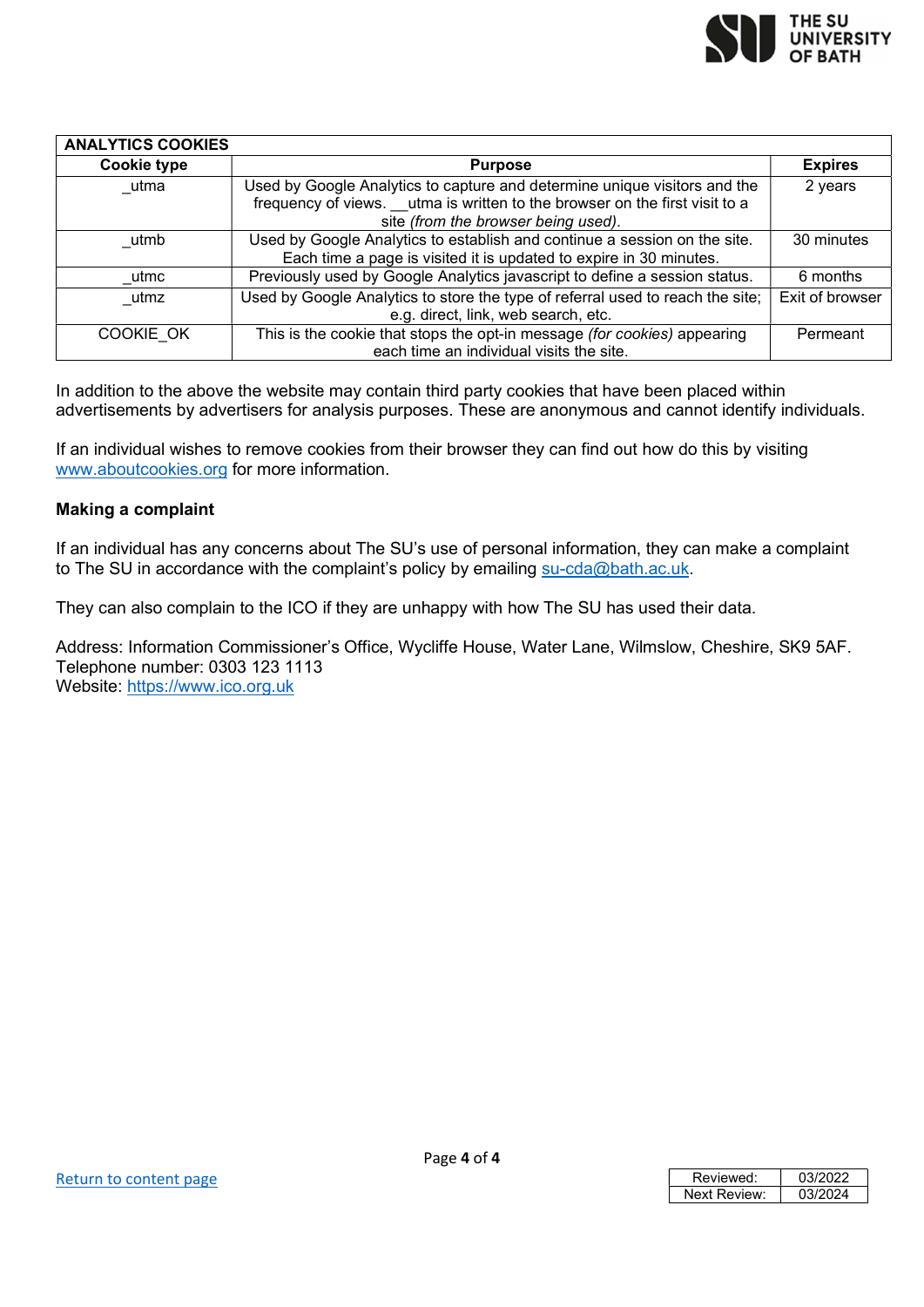| ANALYTICS COOKIES | | |
|---|---|---|
| **Cookie type** | **Purpose** | **Expires** |
| _utma | Used by Google Analytics to capture and determine unique visitors and the frequency of views. __utma is written to the browser on the first visit to a site *(from the browser being used)*. | 2 years |
| _utmb | Used by Google Analytics to establish and continue a session on the site. Each time a page is visited it is updated to expire in 30 minutes. | 30 minutes |
| _utmc | Previously used by Google Analytics javascript to define a session status. | 6 months |
| _utmz | Used by Google Analytics to store the type of referral used to reach the site; e.g. direct, link, web search, etc. | Exit of browser |
| COOKIE_OK | This is the cookie that stops the opt-in message *(for cookies)* appearing each time an individual visits the site. | Permeant |

In addition to the above the website may contain third party cookies that have been placed within advertisements by advertisers for analysis purposes. These are anonymous and cannot identify individuals.

If an individual wishes to remove cookies from their browser they can find out how do this by visiting www.aboutcookies.org for more information.

**Making a complaint**

If an individual has any concerns about The SU's use of personal information, they can make a complaint to The SU in accordance with the complaint's policy by emailing su-cda@bath.ac.uk.

They can also complain to the ICO if they are unhappy with how The SU has used their data.

Address: Information Commissioner's Office, Wycliffe House, Water Lane, Wilmslow, Cheshire, SK9 5AF.
Telephone number: 0303 123 1113
Website: https://www.ico.org.uk

Return to content page

| | |
|---|---|
| Reviewed: | 03/2022 |
| Next Review: | 03/2024 |